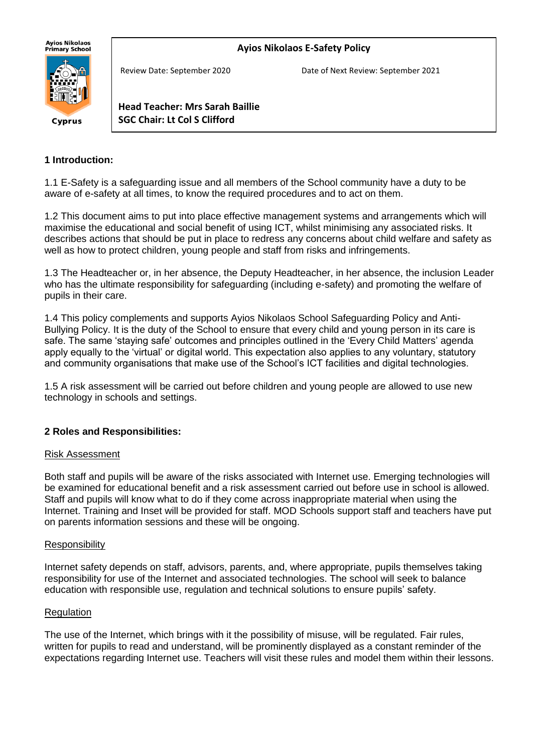Ayios Nikolaos Primary School

Cyprus

**Ayios Nikolaos E-Safety Policy**

Review Date: September 2020

Date of Next Review: September 2021

**Head Teacher: Mrs Sarah Baillie**
**SGC Chair: Lt Col S Clifford**

## 1 Introduction:

1.1 E-Safety is a safeguarding issue and all members of the School community have a duty to be aware of e-safety at all times, to know the required procedures and to act on them.

1.2 This document aims to put into place effective management systems and arrangements which will maximise the educational and social benefit of using ICT, whilst minimising any associated risks. It describes actions that should be put in place to redress any concerns about child welfare and safety as well as how to protect children, young people and staff from risks and infringements.

1.3 The Headteacher or, in her absence, the Deputy Headteacher, in her absence, the inclusion Leader who has the ultimate responsibility for safeguarding (including e-safety) and promoting the welfare of pupils in their care.

1.4 This policy complements and supports Ayios Nikolaos School Safeguarding Policy and Anti-Bullying Policy. It is the duty of the School to ensure that every child and young person in its care is safe. The same 'staying safe' outcomes and principles outlined in the 'Every Child Matters' agenda apply equally to the 'virtual' or digital world. This expectation also applies to any voluntary, statutory and community organisations that make use of the School's ICT facilities and digital technologies.

1.5 A risk assessment will be carried out before children and young people are allowed to use new technology in schools and settings.

## 2 Roles and Responsibilities:

Risk Assessment

Both staff and pupils will be aware of the risks associated with Internet use. Emerging technologies will be examined for educational benefit and a risk assessment carried out before use in school is allowed. Staff and pupils will know what to do if they come across inappropriate material when using the Internet. Training and Inset will be provided for staff. MOD Schools support staff and teachers have put on parents information sessions and these will be ongoing.

Responsibility

Internet safety depends on staff, advisors, parents, and, where appropriate, pupils themselves taking responsibility for use of the Internet and associated technologies. The school will seek to balance education with responsible use, regulation and technical solutions to ensure pupils' safety.

Regulation

The use of the Internet, which brings with it the possibility of misuse, will be regulated. Fair rules, written for pupils to read and understand, will be prominently displayed as a constant reminder of the expectations regarding Internet use. Teachers will visit these rules and model them within their lessons.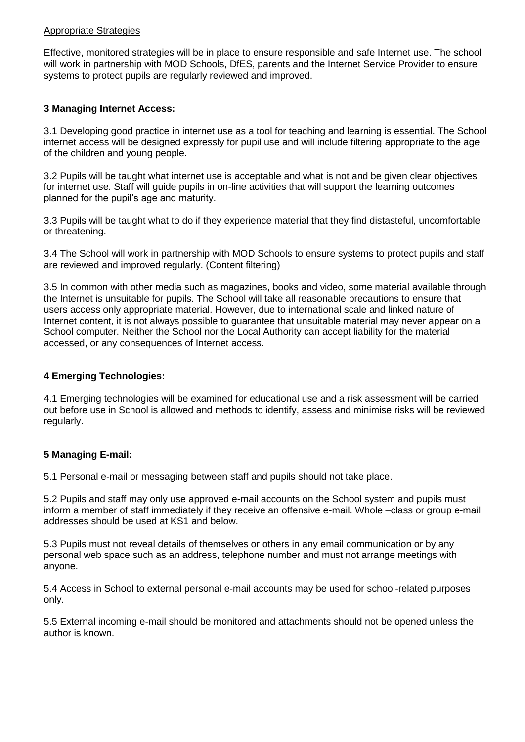Appropriate Strategies

Effective, monitored strategies will be in place to ensure responsible and safe Internet use. The school will work in partnership with MOD Schools, DfES, parents and the Internet Service Provider to ensure systems to protect pupils are regularly reviewed and improved.

## 3 Managing Internet Access:

3.1 Developing good practice in internet use as a tool for teaching and learning is essential. The School internet access will be designed expressly for pupil use and will include filtering appropriate to the age of the children and young people.

3.2 Pupils will be taught what internet use is acceptable and what is not and be given clear objectives for internet use. Staff will guide pupils in on-line activities that will support the learning outcomes planned for the pupil's age and maturity.

3.3 Pupils will be taught what to do if they experience material that they find distasteful, uncomfortable or threatening.

3.4 The School will work in partnership with MOD Schools to ensure systems to protect pupils and staff are reviewed and improved regularly. (Content filtering)

3.5 In common with other media such as magazines, books and video, some material available through the Internet is unsuitable for pupils. The School will take all reasonable precautions to ensure that users access only appropriate material. However, due to international scale and linked nature of Internet content, it is not always possible to guarantee that unsuitable material may never appear on a School computer. Neither the School nor the Local Authority can accept liability for the material accessed, or any consequences of Internet access.

## 4 Emerging Technologies:

4.1 Emerging technologies will be examined for educational use and a risk assessment will be carried out before use in School is allowed and methods to identify, assess and minimise risks will be reviewed regularly.

## 5 Managing E-mail:

5.1 Personal e-mail or messaging between staff and pupils should not take place.

5.2 Pupils and staff may only use approved e-mail accounts on the School system and pupils must inform a member of staff immediately if they receive an offensive e-mail. Whole –class or group e-mail addresses should be used at KS1 and below.

5.3 Pupils must not reveal details of themselves or others in any email communication or by any personal web space such as an address, telephone number and must not arrange meetings with anyone.

5.4 Access in School to external personal e-mail accounts may be used for school-related purposes only.

5.5 External incoming e-mail should be monitored and attachments should not be opened unless the author is known.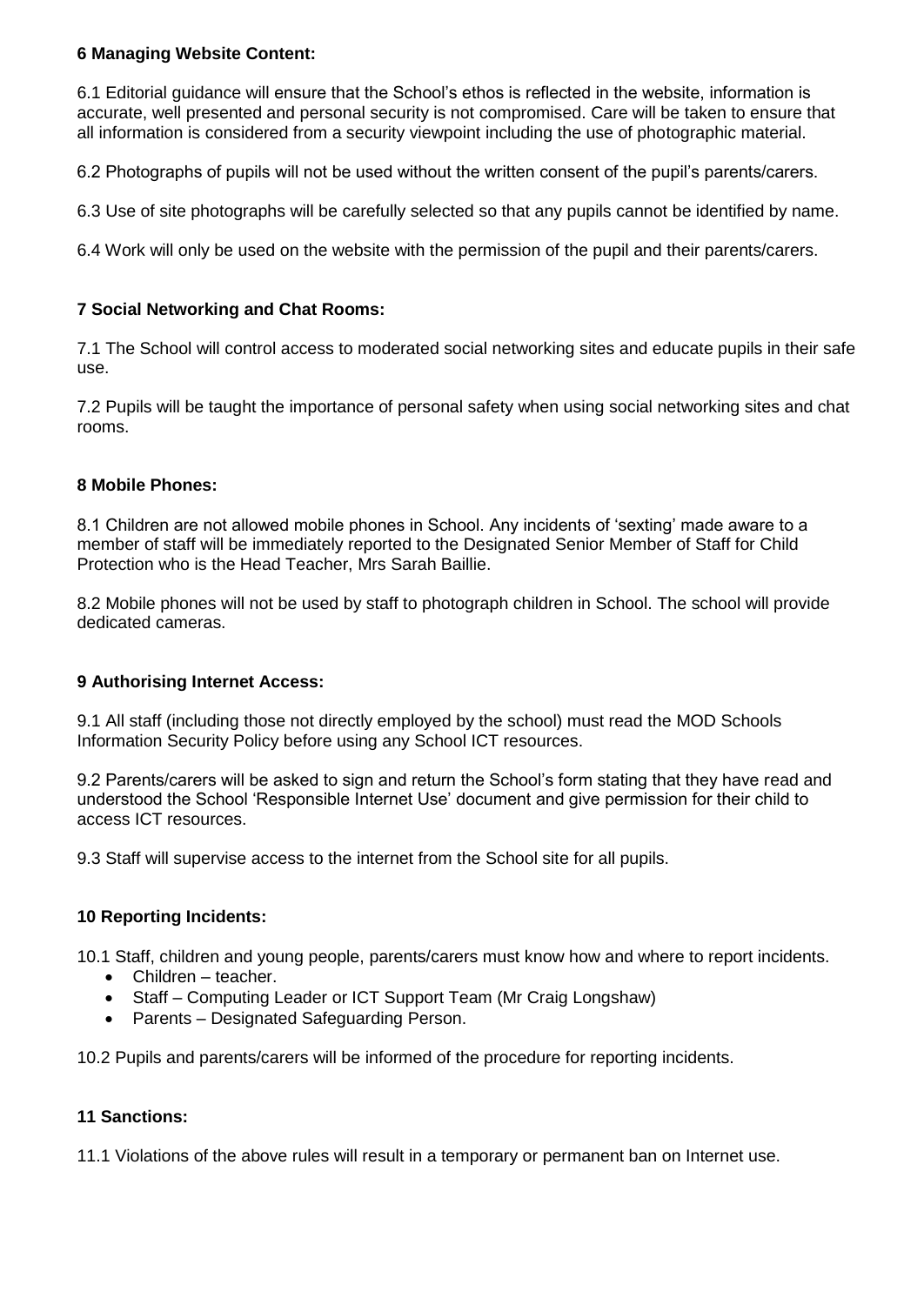### 6 Managing Website Content:

6.1 Editorial guidance will ensure that the School's ethos is reflected in the website, information is accurate, well presented and personal security is not compromised. Care will be taken to ensure that all information is considered from a security viewpoint including the use of photographic material.

6.2 Photographs of pupils will not be used without the written consent of the pupil's parents/carers.

6.3 Use of site photographs will be carefully selected so that any pupils cannot be identified by name.

6.4 Work will only be used on the website with the permission of the pupil and their parents/carers.

### 7 Social Networking and Chat Rooms:

7.1 The School will control access to moderated social networking sites and educate pupils in their safe use.

7.2 Pupils will be taught the importance of personal safety when using social networking sites and chat rooms.

### 8 Mobile Phones:

8.1 Children are not allowed mobile phones in School. Any incidents of 'sexting' made aware to a member of staff will be immediately reported to the Designated Senior Member of Staff for Child Protection who is the Head Teacher, Mrs Sarah Baillie.

8.2 Mobile phones will not be used by staff to photograph children in School. The school will provide dedicated cameras.

### 9 Authorising Internet Access:

9.1 All staff (including those not directly employed by the school) must read the MOD Schools Information Security Policy before using any School ICT resources.

9.2 Parents/carers will be asked to sign and return the School's form stating that they have read and understood the School 'Responsible Internet Use' document and give permission for their child to access ICT resources.

9.3 Staff will supervise access to the internet from the School site for all pupils.

### 10 Reporting Incidents:

10.1 Staff, children and young people, parents/carers must know how and where to report incidents.

- Children – teacher.
- Staff – Computing Leader or ICT Support Team (Mr Craig Longshaw)
- Parents – Designated Safeguarding Person.

10.2 Pupils and parents/carers will be informed of the procedure for reporting incidents.

### 11 Sanctions:

11.1 Violations of the above rules will result in a temporary or permanent ban on Internet use.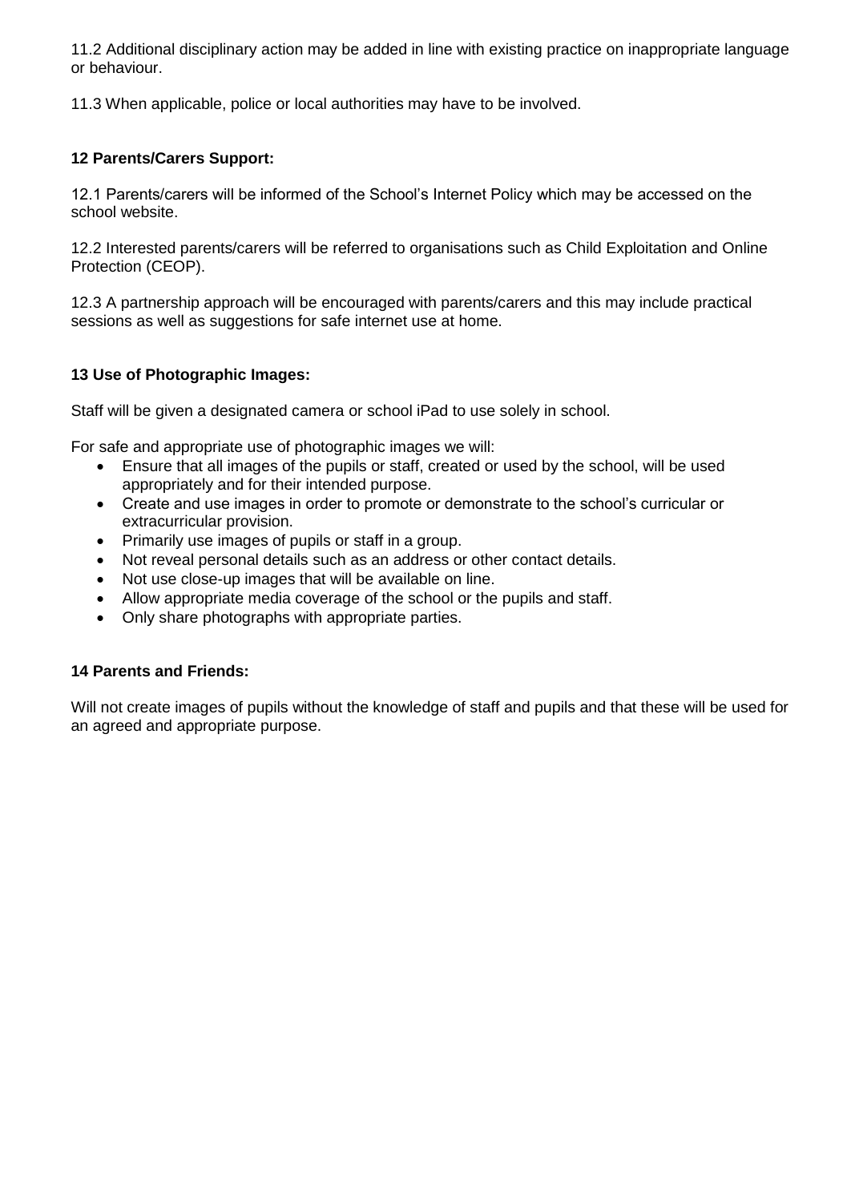11.2 Additional disciplinary action may be added in line with existing practice on inappropriate language or behaviour.

11.3 When applicable, police or local authorities may have to be involved.

**12 Parents/Carers Support:**

12.1 Parents/carers will be informed of the School's Internet Policy which may be accessed on the school website.

12.2 Interested parents/carers will be referred to organisations such as Child Exploitation and Online Protection (CEOP).

12.3 A partnership approach will be encouraged with parents/carers and this may include practical sessions as well as suggestions for safe internet use at home.

**13 Use of Photographic Images:**

Staff will be given a designated camera or school iPad to use solely in school.

For safe and appropriate use of photographic images we will:

- Ensure that all images of the pupils or staff, created or used by the school, will be used appropriately and for their intended purpose.
- Create and use images in order to promote or demonstrate to the school's curricular or extracurricular provision.
- Primarily use images of pupils or staff in a group.
- Not reveal personal details such as an address or other contact details.
- Not use close-up images that will be available on line.
- Allow appropriate media coverage of the school or the pupils and staff.
- Only share photographs with appropriate parties.

**14 Parents and Friends:**

Will not create images of pupils without the knowledge of staff and pupils and that these will be used for an agreed and appropriate purpose.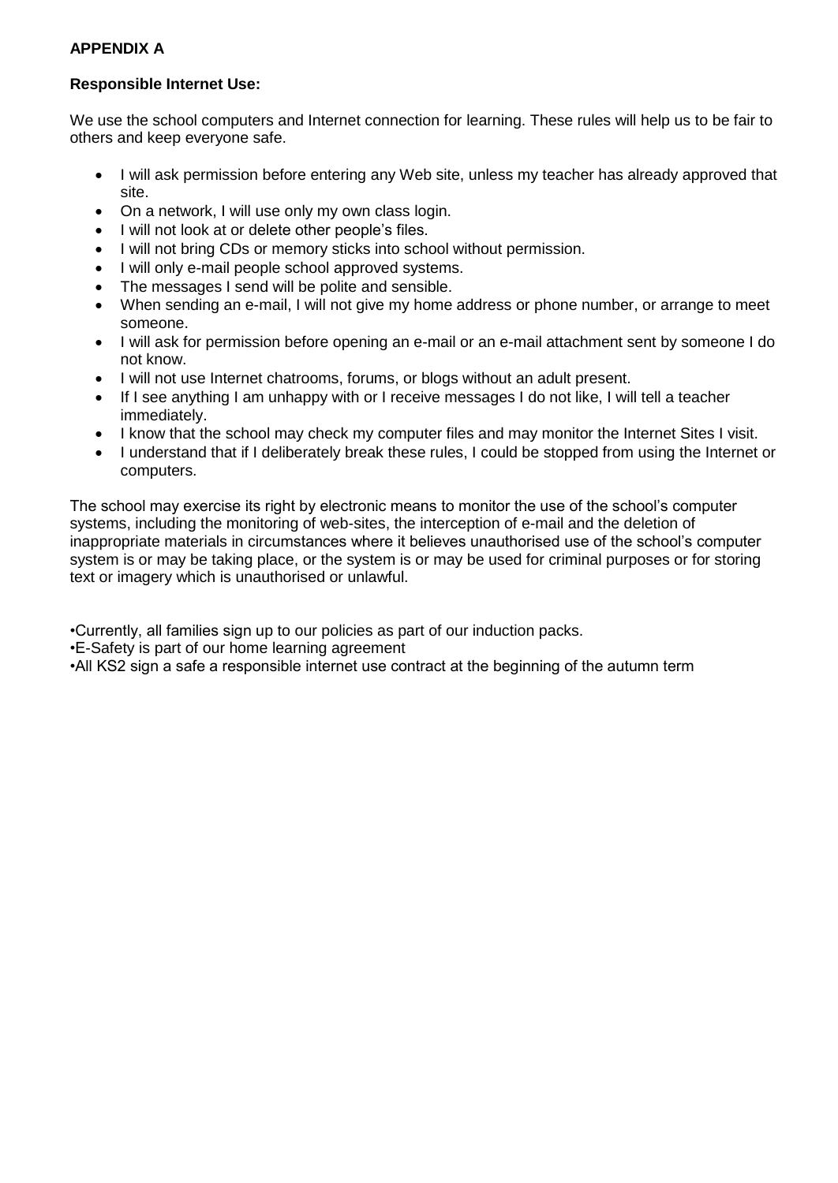**APPENDIX A**

**Responsible Internet Use:**

We use the school computers and Internet connection for learning. These rules will help us to be fair to others and keep everyone safe.

- I will ask permission before entering any Web site, unless my teacher has already approved that site.
- On a network, I will use only my own class login.
- I will not look at or delete other people's files.
- I will not bring CDs or memory sticks into school without permission.
- I will only e-mail people school approved systems.
- The messages I send will be polite and sensible.
- When sending an e-mail, I will not give my home address or phone number, or arrange to meet someone.
- I will ask for permission before opening an e-mail or an e-mail attachment sent by someone I do not know.
- I will not use Internet chatrooms, forums, or blogs without an adult present.
- If I see anything I am unhappy with or I receive messages I do not like, I will tell a teacher immediately.
- I know that the school may check my computer files and may monitor the Internet Sites I visit.
- I understand that if I deliberately break these rules, I could be stopped from using the Internet or computers.

The school may exercise its right by electronic means to monitor the use of the school's computer systems, including the monitoring of web-sites, the interception of e-mail and the deletion of inappropriate materials in circumstances where it believes unauthorised use of the school's computer system is or may be taking place, or the system is or may be used for criminal purposes or for storing text or imagery which is unauthorised or unlawful.

•Currently, all families sign up to our policies as part of our induction packs.
•E-Safety is part of our home learning agreement
•All KS2 sign a safe a responsible internet use contract at the beginning of the autumn term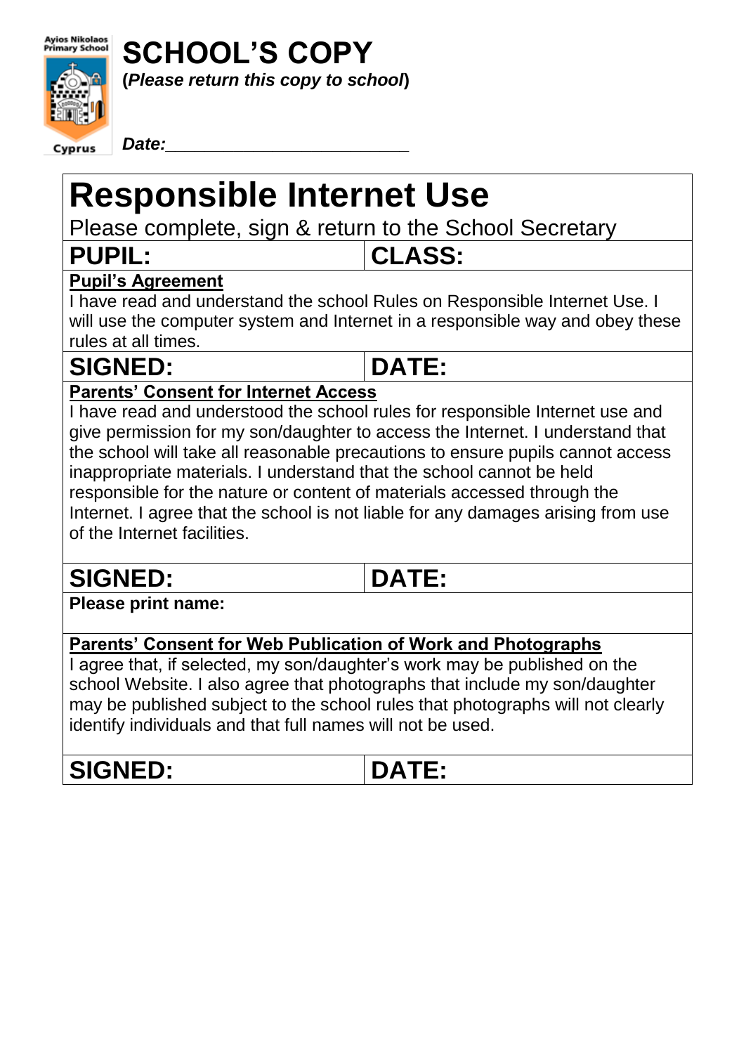Ayios Nikolaos Primary School

Cyprus

# SCHOOL'S COPY

**(*Please return this copy to school*)**

***Date:*___________________________**

# Responsible Internet Use

Please complete, sign & return to the School Secretary

| | |
|---|---|
| **PUPIL:** | **CLASS:** |

**Pupil's Agreement**

I have read and understand the school Rules on Responsible Internet Use. I will use the computer system and Internet in a responsible way and obey these rules at all times.

| | |
|---|---|
| **SIGNED:** | **DATE:** |

**Parents' Consent for Internet Access**

I have read and understood the school rules for responsible Internet use and give permission for my son/daughter to access the Internet. I understand that the school will take all reasonable precautions to ensure pupils cannot access inappropriate materials. I understand that the school cannot be held responsible for the nature or content of materials accessed through the Internet. I agree that the school is not liable for any damages arising from use of the Internet facilities.

| | |
|---|---|
| **SIGNED:** | **DATE:** |

**Please print name:**

**Parents' Consent for Web Publication of Work and Photographs**

I agree that, if selected, my son/daughter's work may be published on the school Website. I also agree that photographs that include my son/daughter may be published subject to the school rules that photographs will not clearly identify individuals and that full names will not be used.

| | |
|---|---|
| **SIGNED:** | **DATE:** |